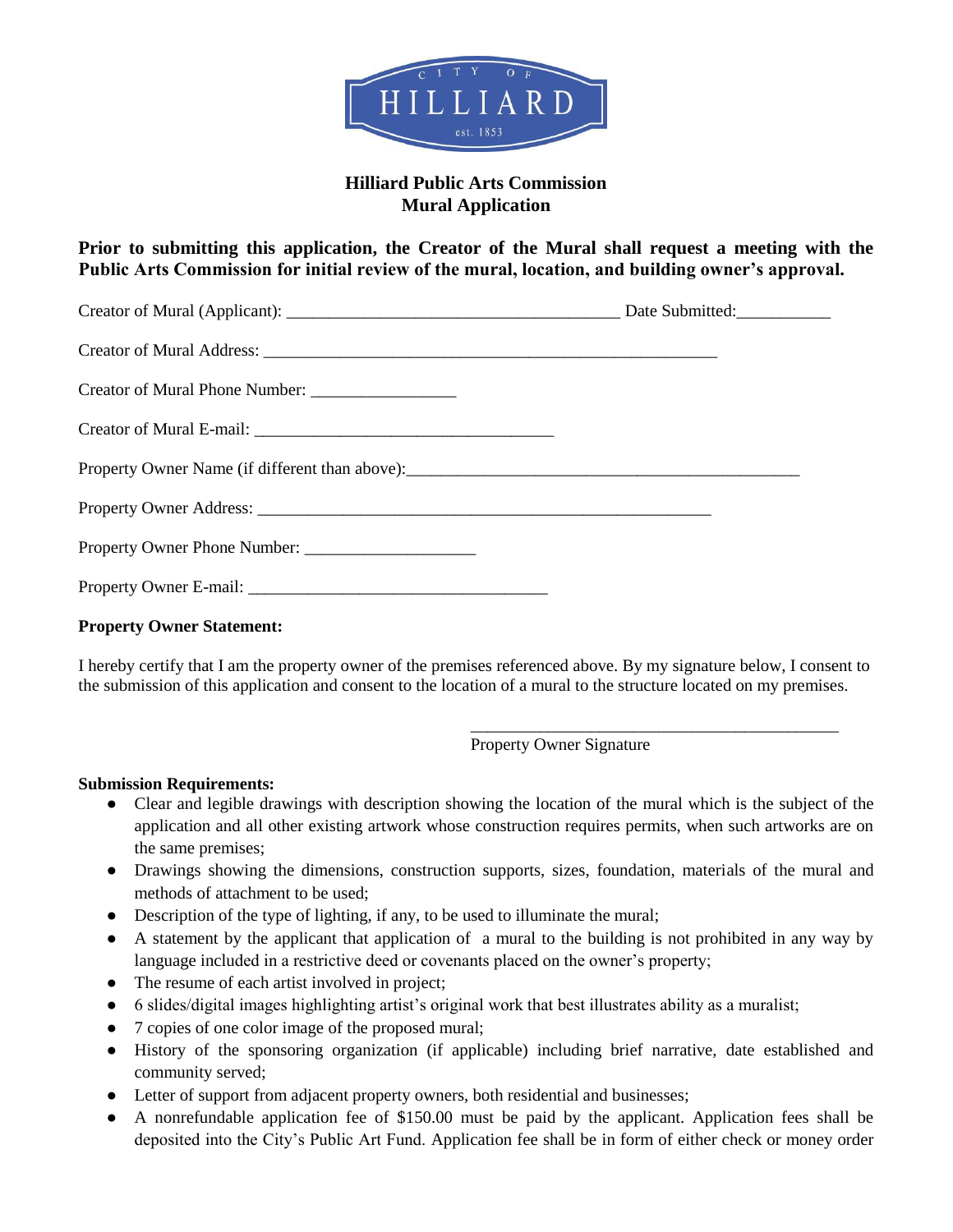CITY OF HILLIARD est. 1853

**Hilliard Public Arts Commission**
**Mural Application**

**Prior to submitting this application, the Creator of the Mural shall request a meeting with the Public Arts Commission for initial review of the mural, location, and building owner's approval.**

Creator of Mural (Applicant): _______________________________________ Date Submitted:___________

Creator of Mural Address: ______________________________________________________

Creator of Mural Phone Number: _________________

Creator of Mural E-mail: ___________________________________

Property Owner Name (if different than above):______________________________________________

Property Owner Address: ______________________________________________________

Property Owner Phone Number: ____________________

Property Owner E-mail: ___________________________________

**Property Owner Statement:**

I hereby certify that I am the property owner of the premises referenced above. By my signature below, I consent to the submission of this application and consent to the location of a mural to the structure located on my premises.

_____________________________________________
Property Owner Signature

**Submission Requirements:**

- Clear and legible drawings with description showing the location of the mural which is the subject of the application and all other existing artwork whose construction requires permits, when such artworks are on the same premises;
- Drawings showing the dimensions, construction supports, sizes, foundation, materials of the mural and methods of attachment to be used;
- Description of the type of lighting, if any, to be used to illuminate the mural;
- A statement by the applicant that application of a mural to the building is not prohibited in any way by language included in a restrictive deed or covenants placed on the owner's property;
- The resume of each artist involved in project;
- 6 slides/digital images highlighting artist's original work that best illustrates ability as a muralist;
- 7 copies of one color image of the proposed mural;
- History of the sponsoring organization (if applicable) including brief narrative, date established and community served;
- Letter of support from adjacent property owners, both residential and businesses;
- A nonrefundable application fee of $150.00 must be paid by the applicant. Application fees shall be deposited into the City's Public Art Fund. Application fee shall be in form of either check or money order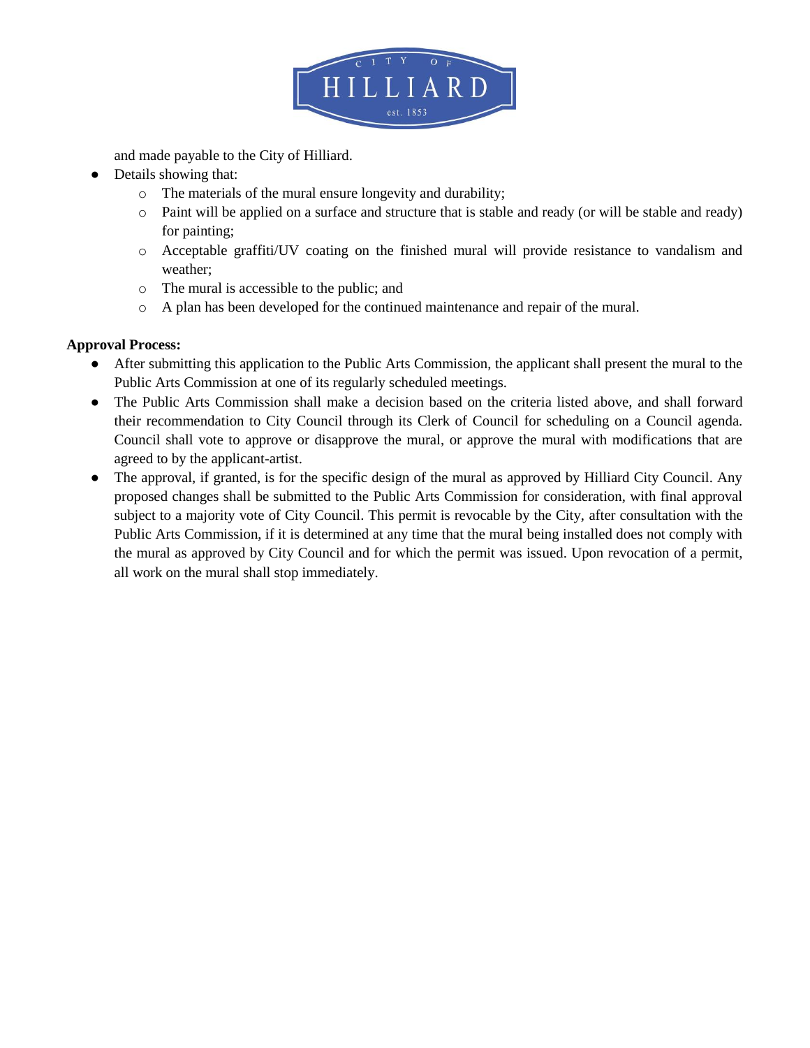and made payable to the City of Hilliard.

- Details showing that:
    - The materials of the mural ensure longevity and durability;
    - Paint will be applied on a surface and structure that is stable and ready (or will be stable and ready) for painting;
    - Acceptable graffiti/UV coating on the finished mural will provide resistance to vandalism and weather;
    - The mural is accessible to the public; and
    - A plan has been developed for the continued maintenance and repair of the mural.

**Approval Process:**

- After submitting this application to the Public Arts Commission, the applicant shall present the mural to the Public Arts Commission at one of its regularly scheduled meetings.
- The Public Arts Commission shall make a decision based on the criteria listed above, and shall forward their recommendation to City Council through its Clerk of Council for scheduling on a Council agenda. Council shall vote to approve or disapprove the mural, or approve the mural with modifications that are agreed to by the applicant-artist.
- The approval, if granted, is for the specific design of the mural as approved by Hilliard City Council. Any proposed changes shall be submitted to the Public Arts Commission for consideration, with final approval subject to a majority vote of City Council. This permit is revocable by the City, after consultation with the Public Arts Commission, if it is determined at any time that the mural being installed does not comply with the mural as approved by City Council and for which the permit was issued. Upon revocation of a permit, all work on the mural shall stop immediately.